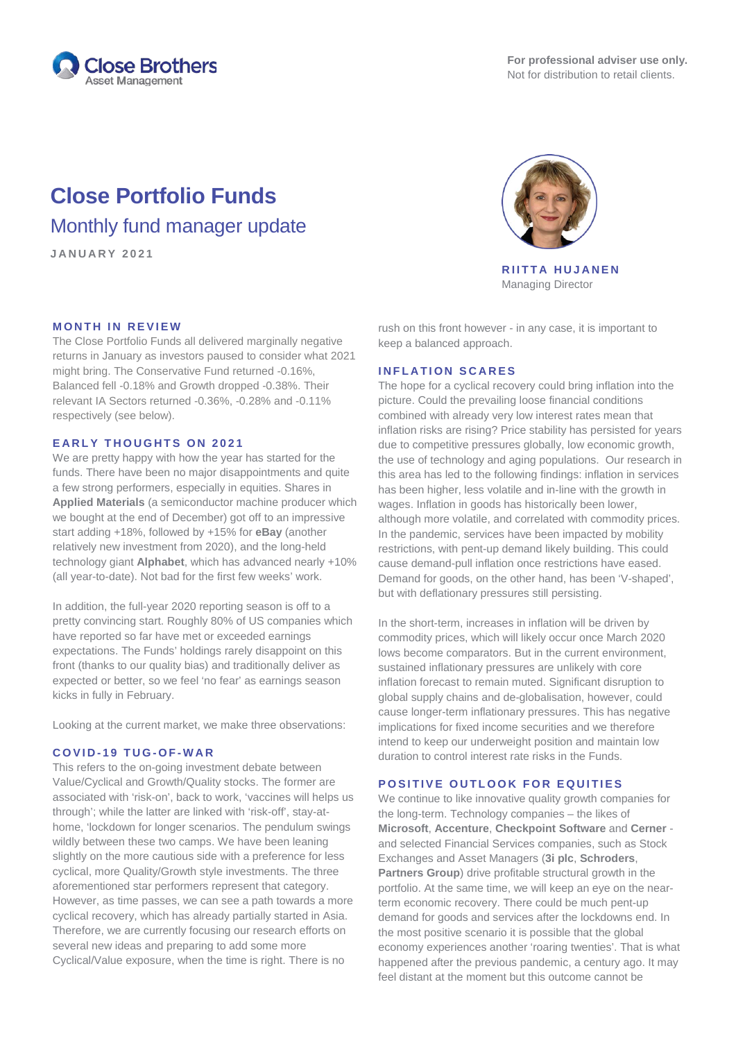For professional adviser use only.
Not for distribution to retail clients.

# Close Portfolio Funds

## Monthly fund manager update

JANUARY 2021

**RIITTA HUJANEN**
Managing Director

### MONTH IN REVIEW

The Close Portfolio Funds all delivered marginally negative returns in January as investors paused to consider what 2021 might bring. The Conservative Fund returned -0.16%, Balanced fell -0.18% and Growth dropped -0.38%. Their relevant IA Sectors returned -0.36%, -0.28% and -0.11% respectively (see below).

### EARLY THOUGHTS ON 2021

We are pretty happy with how the year has started for the funds. There have been no major disappointments and quite a few strong performers, especially in equities. Shares in **Applied Materials** (a semiconductor machine producer which we bought at the end of December) got off to an impressive start adding +18%, followed by +15% for **eBay** (another relatively new investment from 2020), and the long-held technology giant **Alphabet**, which has advanced nearly +10% (all year-to-date). Not bad for the first few weeks' work.

In addition, the full-year 2020 reporting season is off to a pretty convincing start. Roughly 80% of US companies which have reported so far have met or exceeded earnings expectations. The Funds' holdings rarely disappoint on this front (thanks to our quality bias) and traditionally deliver as expected or better, so we feel 'no fear' as earnings season kicks in fully in February.

Looking at the current market, we make three observations:

### COVID-19 TUG-OF-WAR

This refers to the on-going investment debate between Value/Cyclical and Growth/Quality stocks. The former are associated with 'risk-on', back to work, 'vaccines will helps us through'; while the latter are linked with 'risk-off', stay-at-home, 'lockdown for longer scenarios. The pendulum swings wildly between these two camps. We have been leaning slightly on the more cautious side with a preference for less cyclical, more Quality/Growth style investments. The three aforementioned star performers represent that category. However, as time passes, we can see a path towards a more cyclical recovery, which has already partially started in Asia. Therefore, we are currently focusing our research efforts on several new ideas and preparing to add some more Cyclical/Value exposure, when the time is right. There is no rush on this front however - in any case, it is important to keep a balanced approach.

### INFLATION SCARES

The hope for a cyclical recovery could bring inflation into the picture. Could the prevailing loose financial conditions combined with already very low interest rates mean that inflation risks are rising? Price stability has persisted for years due to competitive pressures globally, low economic growth, the use of technology and aging populations. Our research in this area has led to the following findings: inflation in services has been higher, less volatile and in-line with the growth in wages. Inflation in goods has historically been lower, although more volatile, and correlated with commodity prices. In the pandemic, services have been impacted by mobility restrictions, with pent-up demand likely building. This could cause demand-pull inflation once restrictions have eased. Demand for goods, on the other hand, has been 'V-shaped', but with deflationary pressures still persisting.

In the short-term, increases in inflation will be driven by commodity prices, which will likely occur once March 2020 lows become comparators. But in the current environment, sustained inflationary pressures are unlikely with core inflation forecast to remain muted. Significant disruption to global supply chains and de-globalisation, however, could cause longer-term inflationary pressures. This has negative implications for fixed income securities and we therefore intend to keep our underweight position and maintain low duration to control interest rate risks in the Funds.

### POSITIVE OUTLOOK FOR EQUITIES

We continue to like innovative quality growth companies for the long-term. Technology companies – the likes of **Microsoft**, **Accenture**, **Checkpoint Software** and **Cerner** - and selected Financial Services companies, such as Stock Exchanges and Asset Managers (**3i plc**, **Schroders**, **Partners Group**) drive profitable structural growth in the portfolio. At the same time, we will keep an eye on the near-term economic recovery. There could be much pent-up demand for goods and services after the lockdowns end. In the most positive scenario it is possible that the global economy experiences another 'roaring twenties'. That is what happened after the previous pandemic, a century ago. It may feel distant at the moment but this outcome cannot be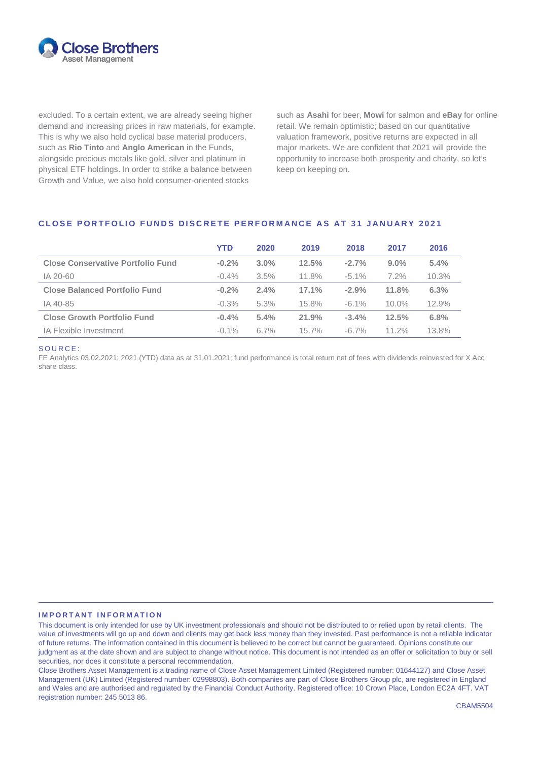excluded. To a certain extent, we are already seeing higher demand and increasing prices in raw materials, for example. This is why we also hold cyclical base material producers, such as **Rio Tinto** and **Anglo American** in the Funds, alongside precious metals like gold, silver and platinum in physical ETF holdings. In order to strike a balance between Growth and Value, we also hold consumer-oriented stocks such as **Asahi** for beer, **Mowi** for salmon and **eBay** for online retail. We remain optimistic; based on our quantitative valuation framework, positive returns are expected in all major markets. We are confident that 2021 will provide the opportunity to increase both prosperity and charity, so let's keep on keeping on.

## CLOSE PORTFOLIO FUNDS DISCRETE PERFORMANCE AS AT 31 JANUARY 2021

| | YTD | 2020 | 2019 | 2018 | 2017 | 2016 |
|---|---|---|---|---|---|---|
| **Close Conservative Portfolio Fund** | **-0.2%** | **3.0%** | **12.5%** | **-2.7%** | **9.0%** | **5.4%** |
| IA 20-60 | -0.4% | 3.5% | 11.8% | -5.1% | 7.2% | 10.3% |
| **Close Balanced Portfolio Fund** | **-0.2%** | **2.4%** | **17.1%** | **-2.9%** | **11.8%** | **6.3%** |
| IA 40-85 | -0.3% | 5.3% | 15.8% | -6.1% | 10.0% | 12.9% |
| **Close Growth Portfolio Fund** | **-0.4%** | **5.4%** | **21.9%** | **-3.4%** | **12.5%** | **6.8%** |
| IA Flexible Investment | -0.1% | 6.7% | 15.7% | -6.7% | 11.2% | 13.8% |

SOURCE:

FE Analytics 03.02.2021; 2021 (YTD) data as at 31.01.2021; fund performance is total return net of fees with dividends reinvested for X Acc share class.

### IMPORTANT INFORMATION

This document is only intended for use by UK investment professionals and should not be distributed to or relied upon by retail clients. The value of investments will go up and down and clients may get back less money than they invested. Past performance is not a reliable indicator of future returns. The information contained in this document is believed to be correct but cannot be guaranteed. Opinions constitute our judgment as at the date shown and are subject to change without notice. This document is not intended as an offer or solicitation to buy or sell securities, nor does it constitute a personal recommendation.

Close Brothers Asset Management is a trading name of Close Asset Management Limited (Registered number: 01644127) and Close Asset Management (UK) Limited (Registered number: 02998803). Both companies are part of Close Brothers Group plc, are registered in England and Wales and are authorised and regulated by the Financial Conduct Authority. Registered office: 10 Crown Place, London EC2A 4FT. VAT registration number: 245 5013 86.

CBAM5504